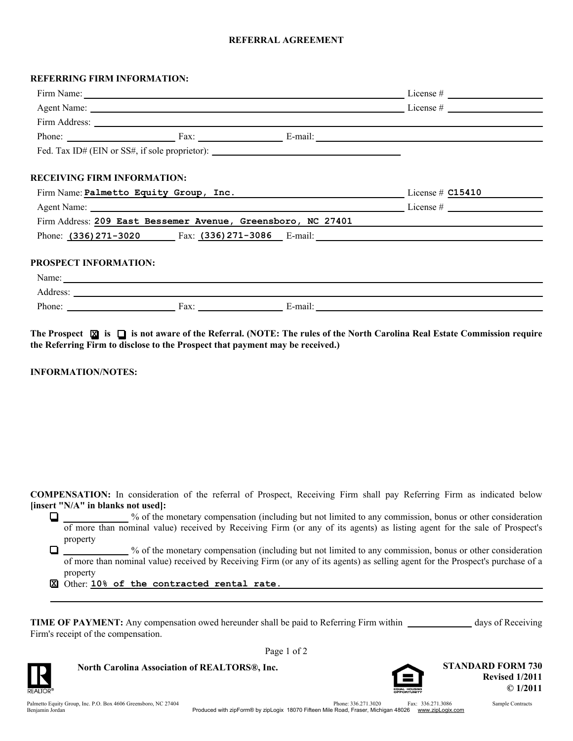# REFERRAL AGREEMENT

**REFERRING FIRM INFORMATION:**

Firm Name: ____________________ License # ____________________

Agent Name: ____________________ License # ____________________

Firm Address: ____________________

Phone: ____________ Fax: ____________ E-mail: ____________________

Fed. Tax ID# (EIN or SS#, if sole proprietor): ____________________

**RECEIVING FIRM INFORMATION:**

Firm Name: Palmetto Equity Group, Inc. License # C15410

Agent Name: ____________________ License # ____________________

Firm Address: 209 East Bessemer Avenue, Greensboro, NC 27401

Phone: (336)271-3020 Fax: (336)271-3086 E-mail: ____________________

**PROSPECT INFORMATION:**

Name: ____________________

Address: ____________________

Phone: ____________ Fax: ____________ E-mail: ____________________

**The Prospect ☒ is ☐ is not aware of the Referral. (NOTE: The rules of the North Carolina Real Estate Commission require the Referring Firm to disclose to the Prospect that payment may be received.)**

**INFORMATION/NOTES:**

**COMPENSATION:** In consideration of the referral of Prospect, Receiving Firm shall pay Referring Firm as indicated below **[insert "N/A" in blanks not used]:**

- ☐ ____________ % of the monetary compensation (including but not limited to any commission, bonus or other consideration of more than nominal value) received by Receiving Firm (or any of its agents) as listing agent for the sale of Prospect's property
- ☐ ____________ % of the monetary compensation (including but not limited to any commission, bonus or other consideration of more than nominal value) received by Receiving Firm (or any of its agents) as selling agent for the Prospect's purchase of a property
- ☒ Other: 10% of the contracted rental rate.

**TIME OF PAYMENT:** Any compensation owed hereunder shall be paid to Referring Firm within ____________ days of Receiving Firm's receipt of the compensation.

North Carolina Association of REALTORS®, Inc.

STANDARD FORM 730
Revised 1/2011
© 1/2011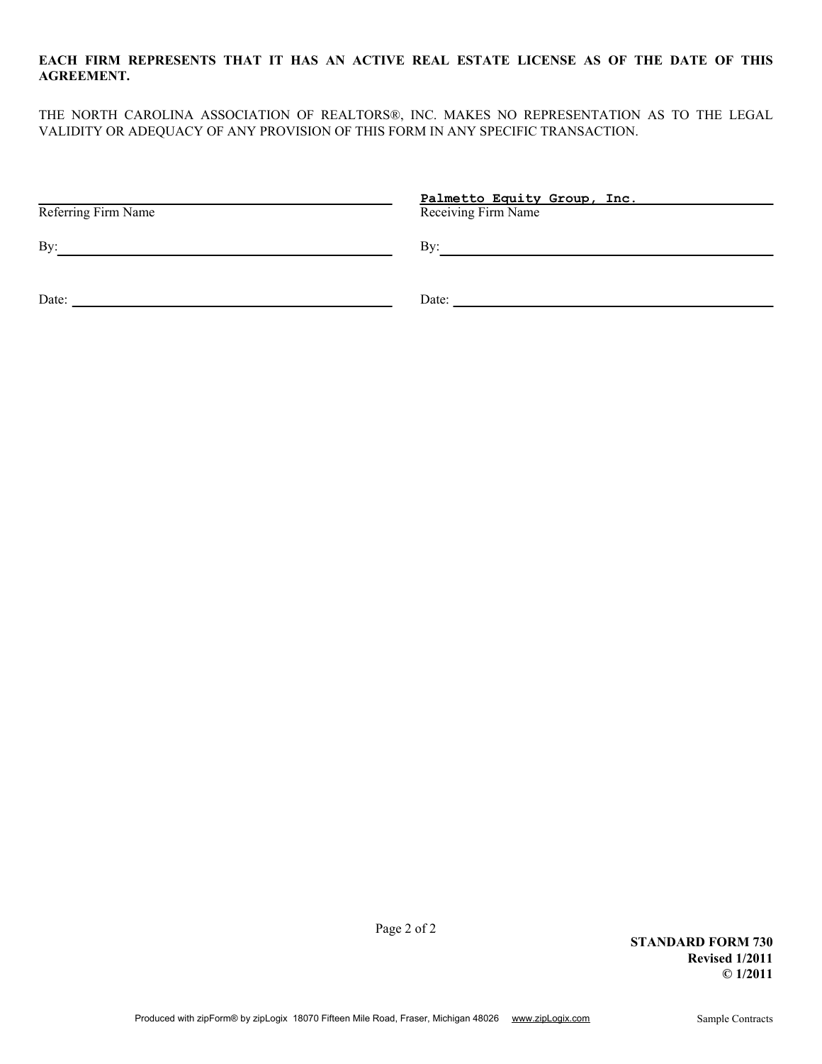**EACH FIRM REPRESENTS THAT IT HAS AN ACTIVE REAL ESTATE LICENSE AS OF THE DATE OF THIS AGREEMENT.**

THE NORTH CAROLINA ASSOCIATION OF REALTORS®, INC. MAKES NO REPRESENTATION AS TO THE LEGAL VALIDITY OR ADEQUACY OF ANY PROVISION OF THIS FORM IN ANY SPECIFIC TRANSACTION.

| | |
|---|---|
| ______________________________ | Palmetto Equity Group, Inc. |
| Referring Firm Name | Receiving Firm Name |
| By: ______________________________ | By: ______________________________ |
| Date: ______________________________ | Date: ______________________________ |

**STANDARD FORM 730**
**Revised 1/2011**
**© 1/2011**

Produced with zipForm® by zipLogix 18070 Fifteen Mile Road, Fraser, Michigan 48026 www.zipLogix.com Sample Contracts